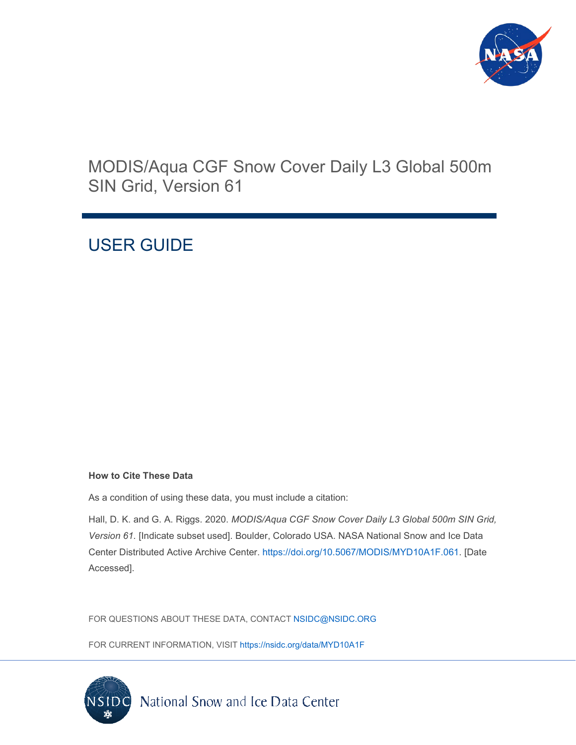# MODIS/Aqua CGF Snow Cover Daily L3 Global 500m SIN Grid, Version 61

## USER GUIDE

**How to Cite These Data**

As a condition of using these data, you must include a citation:

Hall, D. K. and G. A. Riggs. 2020. *MODIS/Aqua CGF Snow Cover Daily L3 Global 500m SIN Grid, Version 61*. [Indicate subset used]. Boulder, Colorado USA. NASA National Snow and Ice Data Center Distributed Active Archive Center. https://doi.org/10.5067/MODIS/MYD10A1F.061. [Date Accessed].

FOR QUESTIONS ABOUT THESE DATA, CONTACT NSIDC@NSIDC.ORG

FOR CURRENT INFORMATION, VISIT https://nsidc.org/data/MYD10A1F

National Snow and Ice Data Center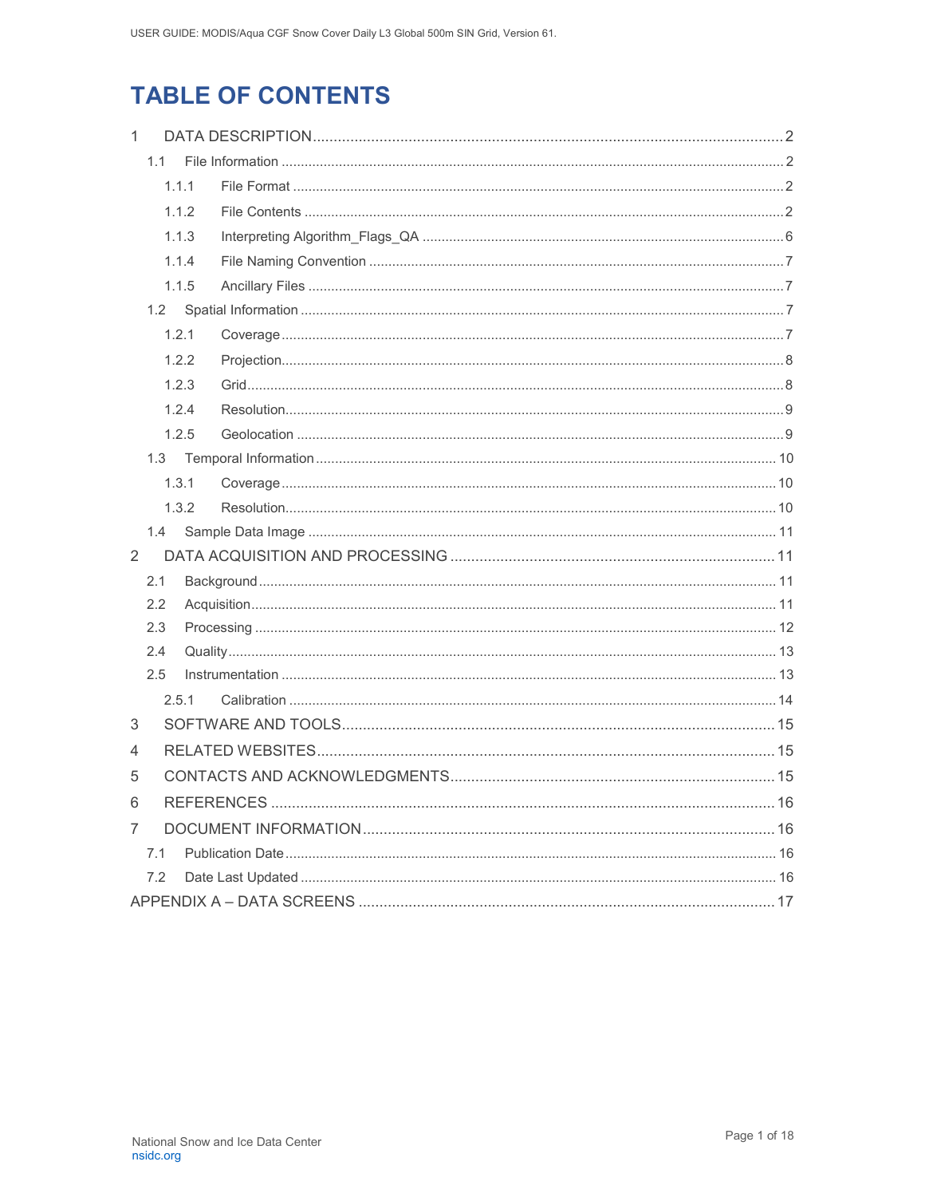# TABLE OF CONTENTS

- 1 DATA DESCRIPTION ........ 2
  - 1.1 File Information ........ 2
    - 1.1.1 File Format ........ 2
    - 1.1.2 File Contents ........ 2
    - 1.1.3 Interpreting Algorithm_Flags_QA ........ 6
    - 1.1.4 File Naming Convention ........ 7
    - 1.1.5 Ancillary Files ........ 7
  - 1.2 Spatial Information ........ 7
    - 1.2.1 Coverage ........ 7
    - 1.2.2 Projection ........ 8
    - 1.2.3 Grid ........ 8
    - 1.2.4 Resolution ........ 9
    - 1.2.5 Geolocation ........ 9
  - 1.3 Temporal Information ........ 10
    - 1.3.1 Coverage ........ 10
    - 1.3.2 Resolution ........ 10
  - 1.4 Sample Data Image ........ 11
- 2 DATA ACQUISITION AND PROCESSING ........ 11
  - 2.1 Background ........ 11
  - 2.2 Acquisition ........ 11
  - 2.3 Processing ........ 12
  - 2.4 Quality ........ 13
  - 2.5 Instrumentation ........ 13
    - 2.5.1 Calibration ........ 14
- 3 SOFTWARE AND TOOLS ........ 15
- 4 RELATED WEBSITES ........ 15
- 5 CONTACTS AND ACKNOWLEDGMENTS ........ 15
- 6 REFERENCES ........ 16
- 7 DOCUMENT INFORMATION ........ 16
  - 7.1 Publication Date ........ 16
  - 7.2 Date Last Updated ........ 16
- APPENDIX A – DATA SCREENS ........ 17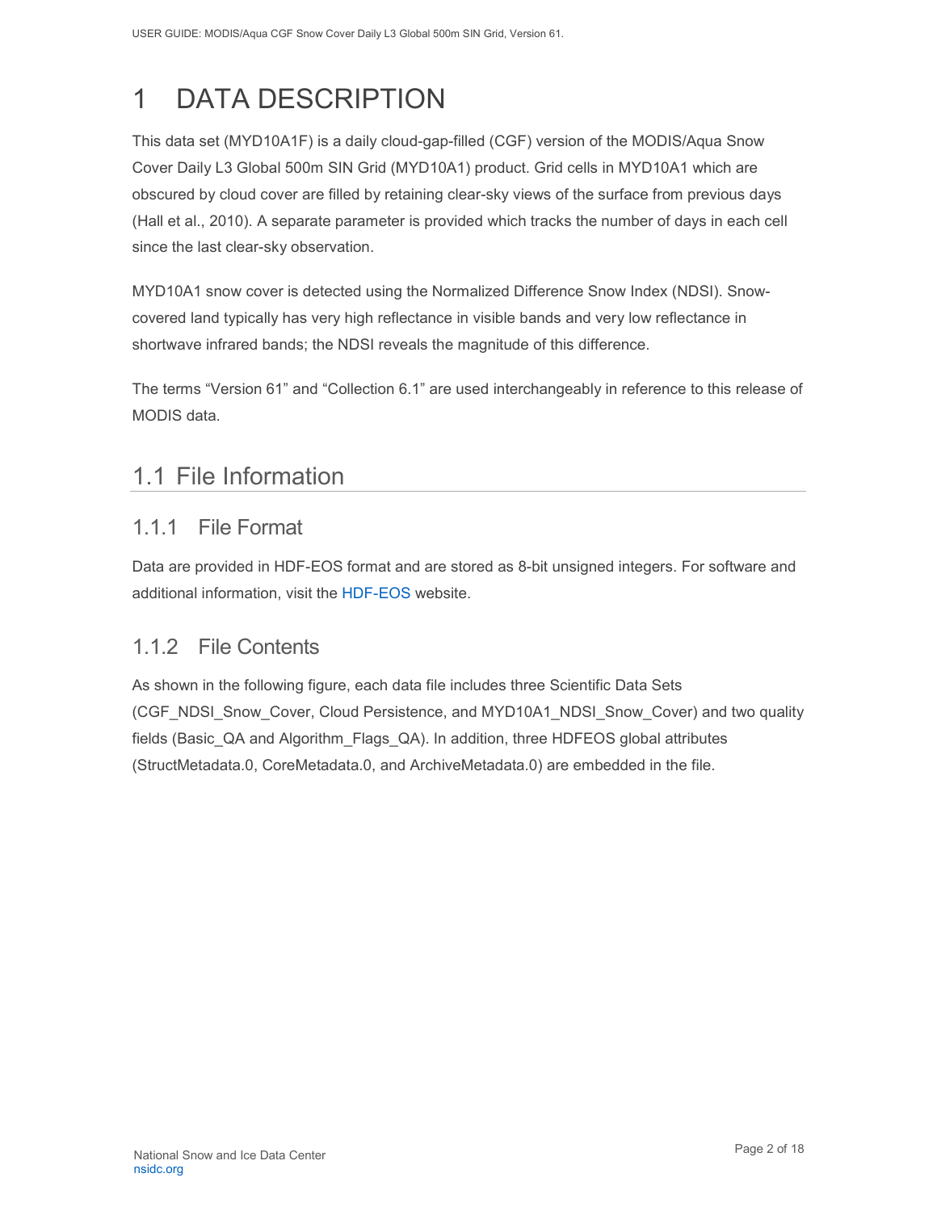# 1 DATA DESCRIPTION

This data set (MYD10A1F) is a daily cloud-gap-filled (CGF) version of the MODIS/Aqua Snow Cover Daily L3 Global 500m SIN Grid (MYD10A1) product. Grid cells in MYD10A1 which are obscured by cloud cover are filled by retaining clear-sky views of the surface from previous days (Hall et al., 2010). A separate parameter is provided which tracks the number of days in each cell since the last clear-sky observation.

MYD10A1 snow cover is detected using the Normalized Difference Snow Index (NDSI). Snow-covered land typically has very high reflectance in visible bands and very low reflectance in shortwave infrared bands; the NDSI reveals the magnitude of this difference.

The terms "Version 61" and "Collection 6.1" are used interchangeably in reference to this release of MODIS data.

## 1.1 File Information

### 1.1.1 File Format

Data are provided in HDF-EOS format and are stored as 8-bit unsigned integers. For software and additional information, visit the HDF-EOS website.

### 1.1.2 File Contents

As shown in the following figure, each data file includes three Scientific Data Sets (CGF_NDSI_Snow_Cover, Cloud Persistence, and MYD10A1_NDSI_Snow_Cover) and two quality fields (Basic_QA and Algorithm_Flags_QA). In addition, three HDFEOS global attributes (StructMetadata.0, CoreMetadata.0, and ArchiveMetadata.0) are embedded in the file.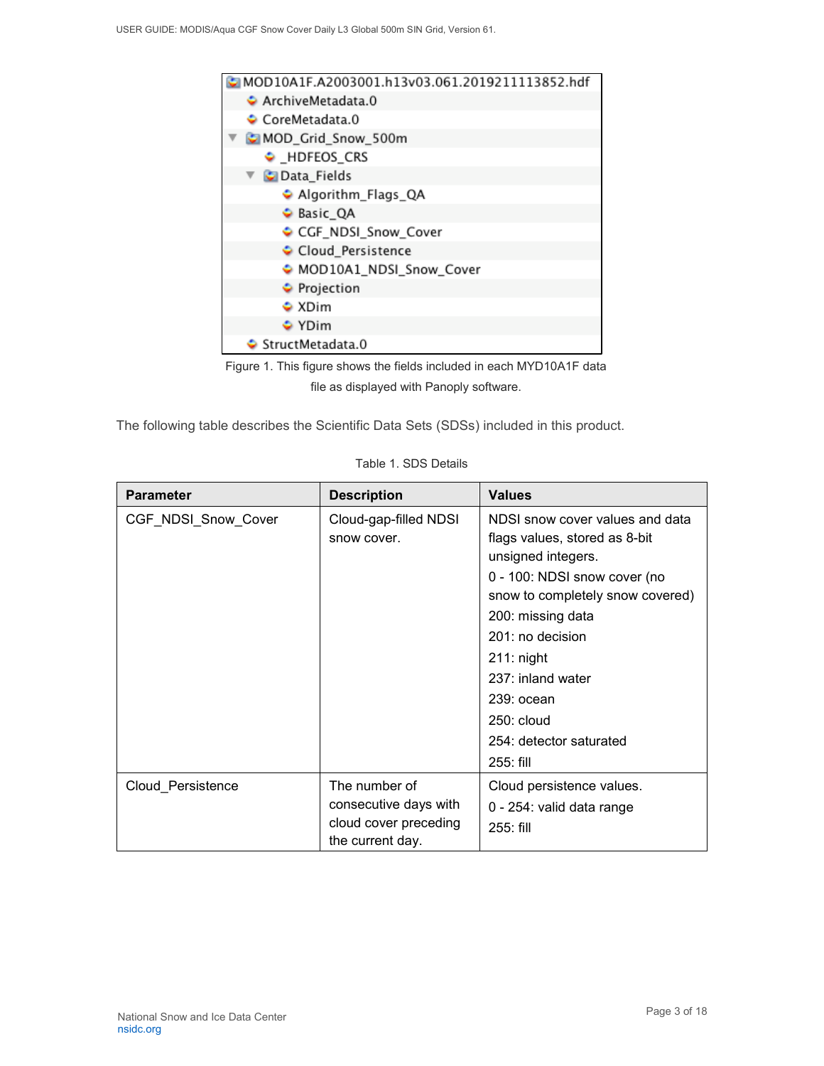```
MOD10A1F.A2003001.h13v03.061.2019211113852.hdf
  ArchiveMetadata.0
  CoreMetadata.0
  MOD_Grid_Snow_500m
    _HDFEOS_CRS
    Data_Fields
      Algorithm_Flags_QA
      Basic_QA
      CGF_NDSI_Snow_Cover
      Cloud_Persistence
      MOD10A1_NDSI_Snow_Cover
      Projection
      XDim
      YDim
  StructMetadata.0
```

Figure 1. This figure shows the fields included in each MYD10A1F data file as displayed with Panoply software.

The following table describes the Scientific Data Sets (SDSs) included in this product.

Table 1. SDS Details

| Parameter | Description | Values |
| --- | --- | --- |
| CGF_NDSI_Snow_Cover | Cloud-gap-filled NDSI snow cover. | NDSI snow cover values and data flags values, stored as 8-bit unsigned integers.<br>0 - 100: NDSI snow cover (no snow to completely snow covered)<br>200: missing data<br>201: no decision<br>211: night<br>237: inland water<br>239: ocean<br>250: cloud<br>254: detector saturated<br>255: fill |
| Cloud_Persistence | The number of consecutive days with cloud cover preceding the current day. | Cloud persistence values.<br>0 - 254: valid data range<br>255: fill |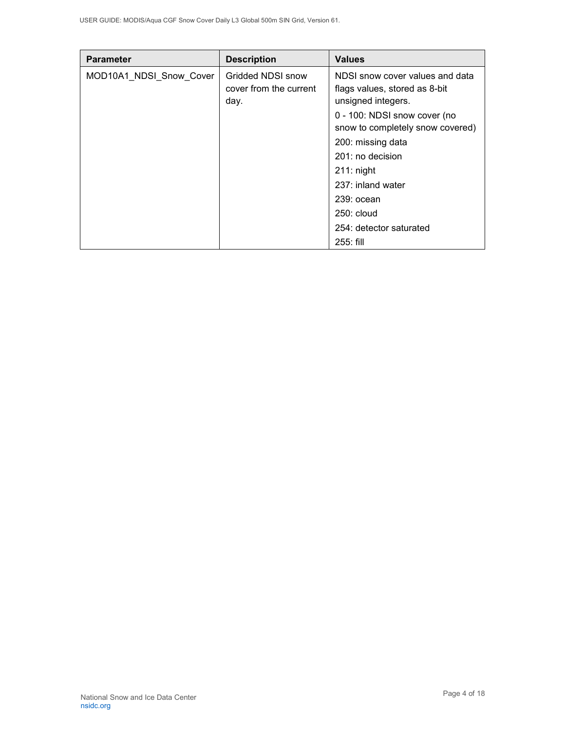| Parameter | Description | Values |
|---|---|---|
| MOD10A1_NDSI_Snow_Cover | Gridded NDSI snow cover from the current day. | NDSI snow cover values and data flags values, stored as 8-bit unsigned integers.<br>0 - 100: NDSI snow cover (no snow to completely snow covered)<br>200: missing data<br>201: no decision<br>211: night<br>237: inland water<br>239: ocean<br>250: cloud<br>254: detector saturated<br>255: fill |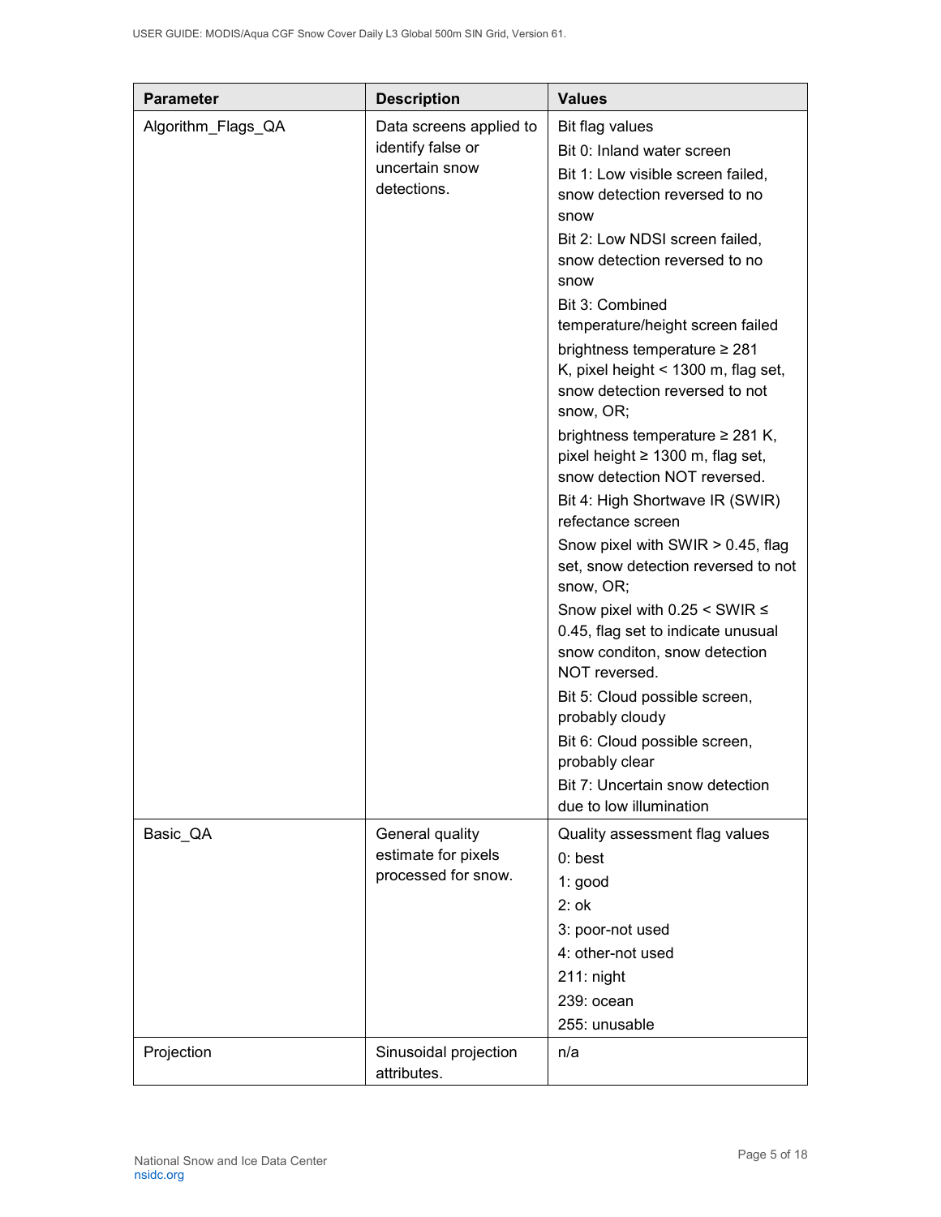| Parameter | Description | Values |
| --- | --- | --- |
| Algorithm_Flags_QA | Data screens applied to identify false or uncertain snow detections. | Bit flag values<br>Bit 0: Inland water screen<br>Bit 1: Low visible screen failed, snow detection reversed to no snow<br>Bit 2: Low NDSI screen failed, snow detection reversed to no snow<br>Bit 3: Combined temperature/height screen failed<br>brightness temperature ≥ 281 K, pixel height < 1300 m, flag set, snow detection reversed to not snow, OR;<br>brightness temperature ≥ 281 K, pixel height ≥ 1300 m, flag set, snow detection NOT reversed.<br>Bit 4: High Shortwave IR (SWIR) refectance screen<br>Snow pixel with SWIR > 0.45, flag set, snow detection reversed to not snow, OR;<br>Snow pixel with 0.25 < SWIR ≤ 0.45, flag set to indicate unusual snow conditon, snow detection NOT reversed.<br>Bit 5: Cloud possible screen, probably cloudy<br>Bit 6: Cloud possible screen, probably clear<br>Bit 7: Uncertain snow detection due to low illumination |
| Basic_QA | General quality estimate for pixels processed for snow. | Quality assessment flag values<br>0: best<br>1: good<br>2: ok<br>3: poor-not used<br>4: other-not used<br>211: night<br>239: ocean<br>255: unusable |
| Projection | Sinusoidal projection attributes. | n/a |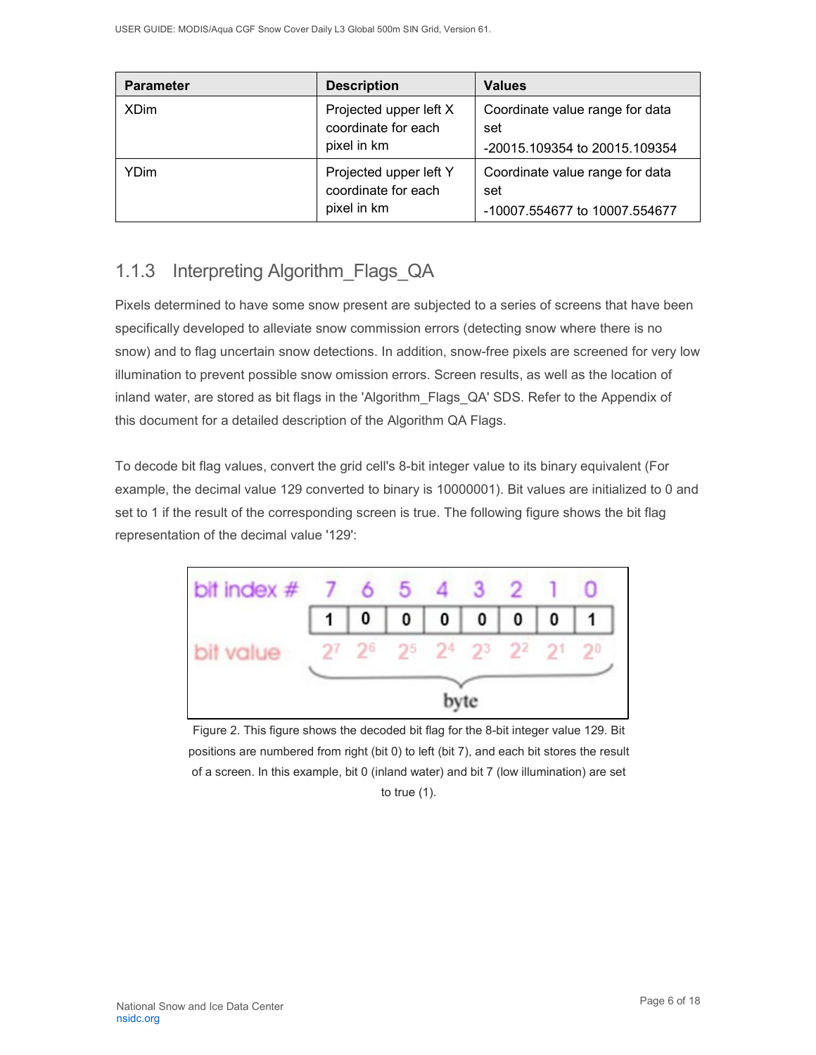| Parameter | Description | Values |
| --- | --- | --- |
| XDim | Projected upper left X coordinate for each pixel in km | Coordinate value range for data set<br>-20015.109354 to 20015.109354 |
| YDim | Projected upper left Y coordinate for each pixel in km | Coordinate value range for data set<br>-10007.554677 to 10007.554677 |

### 1.1.3 Interpreting Algorithm_Flags_QA

Pixels determined to have some snow present are subjected to a series of screens that have been specifically developed to alleviate snow commission errors (detecting snow where there is no snow) and to flag uncertain snow detections. In addition, snow-free pixels are screened for very low illumination to prevent possible snow omission errors. Screen results, as well as the location of inland water, are stored as bit flags in the 'Algorithm_Flags_QA' SDS. Refer to the Appendix of this document for a detailed description of the Algorithm QA Flags.

To decode bit flag values, convert the grid cell's 8-bit integer value to its binary equivalent (For example, the decimal value 129 converted to binary is 10000001). Bit values are initialized to 0 and set to 1 if the result of the corresponding screen is true. The following figure shows the bit flag representation of the decimal value '129':

| bit index # | 7 | 6 | 5 | 4 | 3 | 2 | 1 | 0 |
| --- | --- | --- | --- | --- | --- | --- | --- | --- |
| | 1 | 0 | 0 | 0 | 0 | 0 | 0 | 1 |
| bit value | $2^7$ | $2^6$ | $2^5$ | $2^4$ | $2^3$ | $2^2$ | $2^1$ | $2^0$ |

byte

Figure 2. This figure shows the decoded bit flag for the 8-bit integer value 129. Bit positions are numbered from right (bit 0) to left (bit 7), and each bit stores the result of a screen. In this example, bit 0 (inland water) and bit 7 (low illumination) are set to true (1).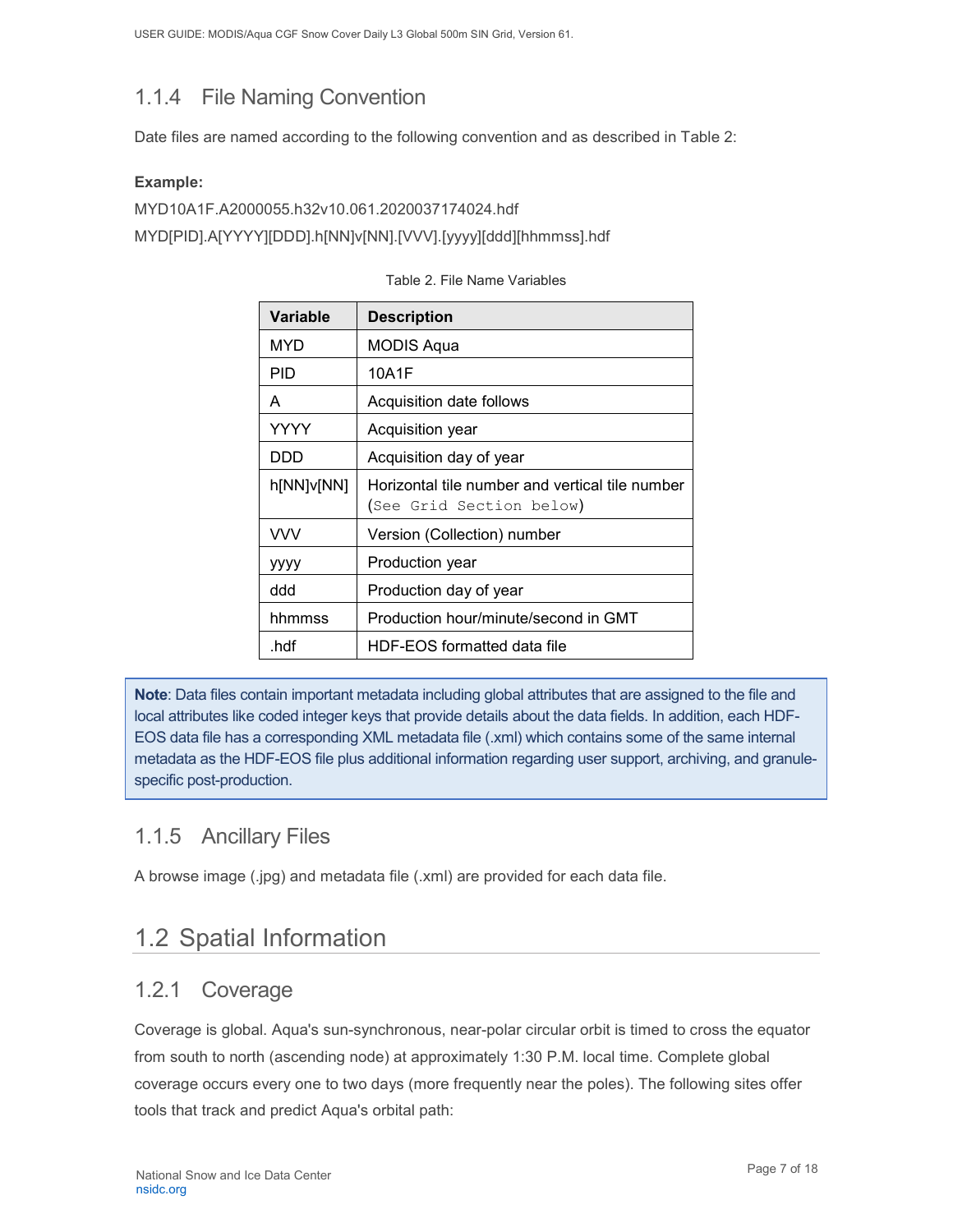### 1.1.4 File Naming Convention

Date files are named according to the following convention and as described in Table 2:

**Example:**

MYD10A1F.A2000055.h32v10.061.2020037174024.hdf

MYD[PID].A[YYYY][DDD].h[NN]v[NN].[VVV].[yyyy][ddd][hhmmss].hdf

Table 2. File Name Variables

| Variable | Description |
| --- | --- |
| MYD | MODIS Aqua |
| PID | 10A1F |
| A | Acquisition date follows |
| YYYY | Acquisition year |
| DDD | Acquisition day of year |
| h[NN]v[NN] | Horizontal tile number and vertical tile number (See Grid Section below) |
| VVV | Version (Collection) number |
| yyyy | Production year |
| ddd | Production day of year |
| hhmmss | Production hour/minute/second in GMT |
| .hdf | HDF-EOS formatted data file |

**Note**: Data files contain important metadata including global attributes that are assigned to the file and local attributes like coded integer keys that provide details about the data fields. In addition, each HDF-EOS data file has a corresponding XML metadata file (.xml) which contains some of the same internal metadata as the HDF-EOS file plus additional information regarding user support, archiving, and granule-specific post-production.

### 1.1.5 Ancillary Files

A browse image (.jpg) and metadata file (.xml) are provided for each data file.

## 1.2 Spatial Information

### 1.2.1 Coverage

Coverage is global. Aqua's sun-synchronous, near-polar circular orbit is timed to cross the equator from south to north (ascending node) at approximately 1:30 P.M. local time. Complete global coverage occurs every one to two days (more frequently near the poles). The following sites offer tools that track and predict Aqua's orbital path: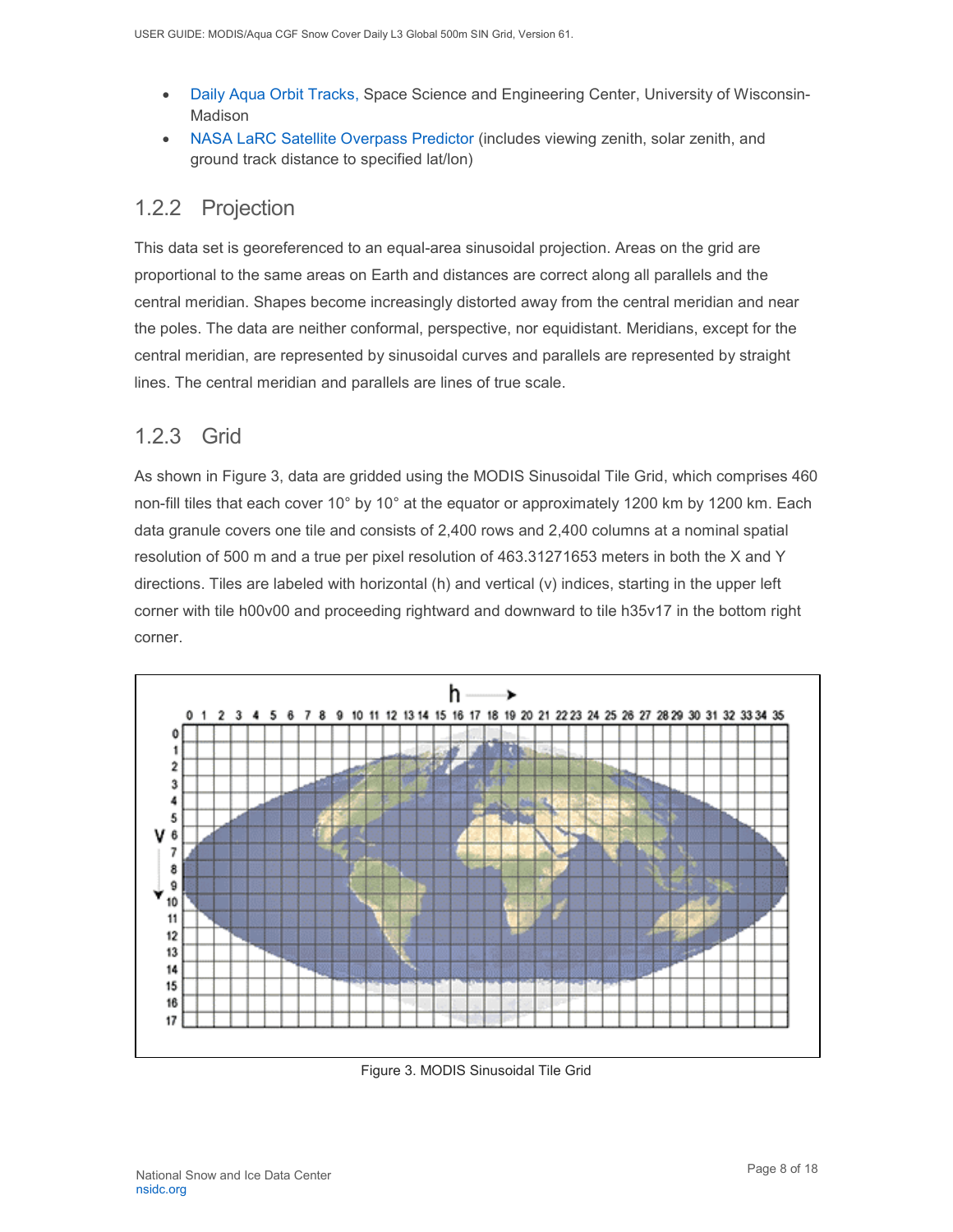- Daily Aqua Orbit Tracks, Space Science and Engineering Center, University of Wisconsin-Madison
- NASA LaRC Satellite Overpass Predictor (includes viewing zenith, solar zenith, and ground track distance to specified lat/lon)

### 1.2.2 Projection

This data set is georeferenced to an equal-area sinusoidal projection. Areas on the grid are proportional to the same areas on Earth and distances are correct along all parallels and the central meridian. Shapes become increasingly distorted away from the central meridian and near the poles. The data are neither conformal, perspective, nor equidistant. Meridians, except for the central meridian, are represented by sinusoidal curves and parallels are represented by straight lines. The central meridian and parallels are lines of true scale.

### 1.2.3 Grid

As shown in Figure 3, data are gridded using the MODIS Sinusoidal Tile Grid, which comprises 460 non-fill tiles that each cover 10° by 10° at the equator or approximately 1200 km by 1200 km. Each data granule covers one tile and consists of 2,400 rows and 2,400 columns at a nominal spatial resolution of 500 m and a true per pixel resolution of 463.31271653 meters in both the X and Y directions. Tiles are labeled with horizontal (h) and vertical (v) indices, starting in the upper left corner with tile h00v00 and proceeding rightward and downward to tile h35v17 in the bottom right corner.

Figure 3. MODIS Sinusoidal Tile Grid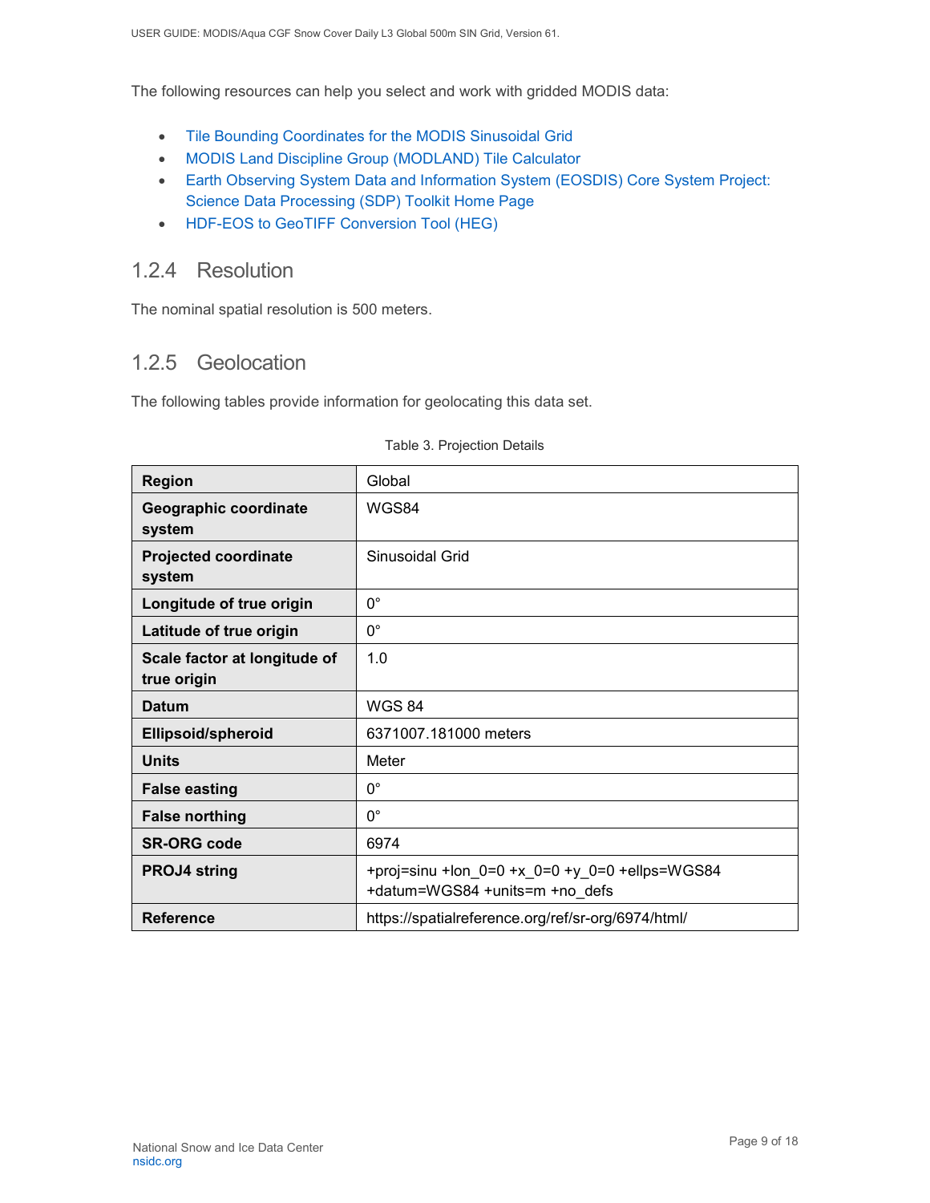The following resources can help you select and work with gridded MODIS data:

- Tile Bounding Coordinates for the MODIS Sinusoidal Grid
- MODIS Land Discipline Group (MODLAND) Tile Calculator
- Earth Observing System Data and Information System (EOSDIS) Core System Project: Science Data Processing (SDP) Toolkit Home Page
- HDF-EOS to GeoTIFF Conversion Tool (HEG)

### 1.2.4 Resolution

The nominal spatial resolution is 500 meters.

### 1.2.5 Geolocation

The following tables provide information for geolocating this data set.

Table 3. Projection Details

| | |
|---|---|
| **Region** | Global |
| **Geographic coordinate system** | WGS84 |
| **Projected coordinate system** | Sinusoidal Grid |
| **Longitude of true origin** | 0° |
| **Latitude of true origin** | 0° |
| **Scale factor at longitude of true origin** | 1.0 |
| **Datum** | WGS 84 |
| **Ellipsoid/spheroid** | 6371007.181000 meters |
| **Units** | Meter |
| **False easting** | 0° |
| **False northing** | 0° |
| **SR-ORG code** | 6974 |
| **PROJ4 string** | +proj=sinu +lon_0=0 +x_0=0 +y_0=0 +ellps=WGS84 +datum=WGS84 +units=m +no_defs |
| **Reference** | https://spatialreference.org/ref/sr-org/6974/html/ |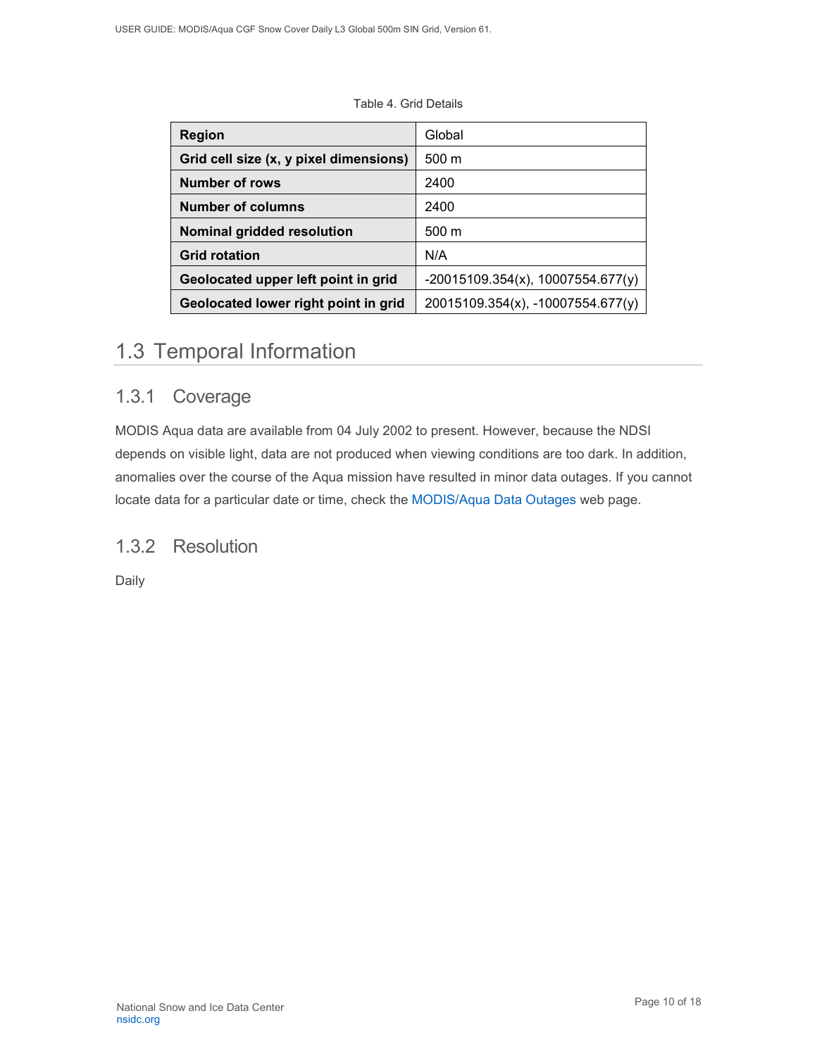Table 4. Grid Details

| Region | Global |
|---|---|
| Grid cell size (x, y pixel dimensions) | 500 m |
| Number of rows | 2400 |
| Number of columns | 2400 |
| Nominal gridded resolution | 500 m |
| Grid rotation | N/A |
| Geolocated upper left point in grid | -20015109.354(x), 10007554.677(y) |
| Geolocated lower right point in grid | 20015109.354(x), -10007554.677(y) |

## 1.3 Temporal Information

### 1.3.1 Coverage

MODIS Aqua data are available from 04 July 2002 to present. However, because the NDSI depends on visible light, data are not produced when viewing conditions are too dark. In addition, anomalies over the course of the Aqua mission have resulted in minor data outages. If you cannot locate data for a particular date or time, check the MODIS/Aqua Data Outages web page.

### 1.3.2 Resolution

Daily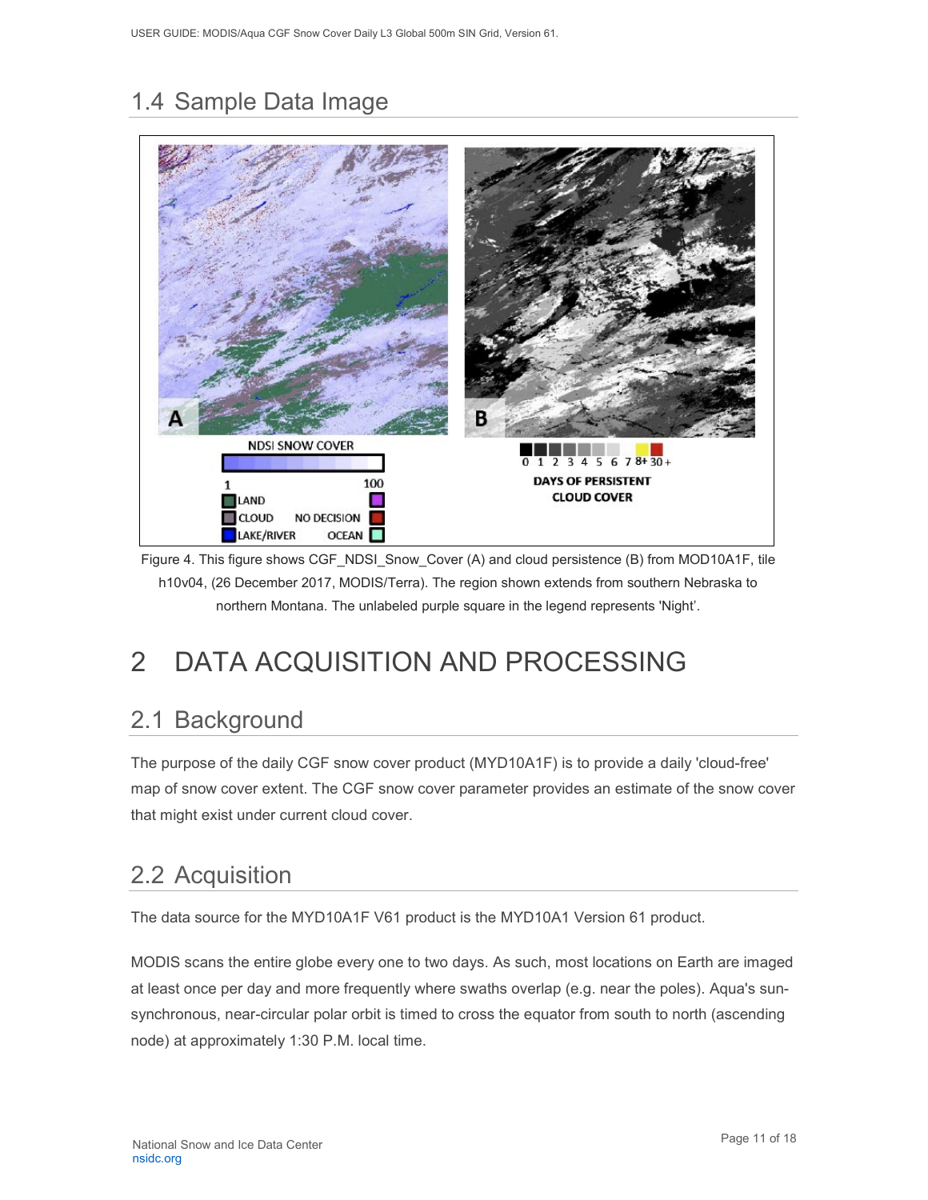## 1.4 Sample Data Image

Figure 4. This figure shows CGF_NDSI_Snow_Cover (A) and cloud persistence (B) from MOD10A1F, tile h10v04, (26 December 2017, MODIS/Terra). The region shown extends from southern Nebraska to northern Montana. The unlabeled purple square in the legend represents 'Night'.

# 2 DATA ACQUISITION AND PROCESSING

## 2.1 Background

The purpose of the daily CGF snow cover product (MYD10A1F) is to provide a daily 'cloud-free' map of snow cover extent. The CGF snow cover parameter provides an estimate of the snow cover that might exist under current cloud cover.

## 2.2 Acquisition

The data source for the MYD10A1F V61 product is the MYD10A1 Version 61 product.

MODIS scans the entire globe every one to two days. As such, most locations on Earth are imaged at least once per day and more frequently where swaths overlap (e.g. near the poles). Aqua's sun-synchronous, near-circular polar orbit is timed to cross the equator from south to north (ascending node) at approximately 1:30 P.M. local time.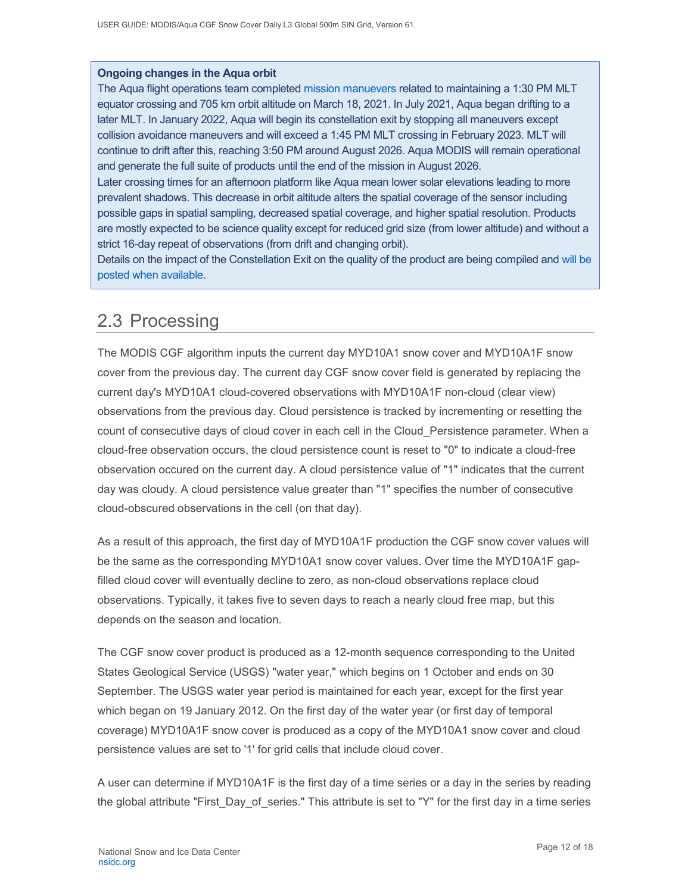**Ongoing changes in the Aqua orbit**

The Aqua flight operations team completed mission manuevers related to maintaining a 1:30 PM MLT equator crossing and 705 km orbit altitude on March 18, 2021. In July 2021, Aqua began drifting to a later MLT. In January 2022, Aqua will begin its constellation exit by stopping all maneuvers except collision avoidance maneuvers and will exceed a 1:45 PM MLT crossing in February 2023. MLT will continue to drift after this, reaching 3:50 PM around August 2026. Aqua MODIS will remain operational and generate the full suite of products until the end of the mission in August 2026.

Later crossing times for an afternoon platform like Aqua mean lower solar elevations leading to more prevalent shadows. This decrease in orbit altitude alters the spatial coverage of the sensor including possible gaps in spatial sampling, decreased spatial coverage, and higher spatial resolution. Products are mostly expected to be science quality except for reduced grid size (from lower altitude) and without a strict 16-day repeat of observations (from drift and changing orbit).

Details on the impact of the Constellation Exit on the quality of the product are being compiled and will be posted when available.

## 2.3 Processing

The MODIS CGF algorithm inputs the current day MYD10A1 snow cover and MYD10A1F snow cover from the previous day. The current day CGF snow cover field is generated by replacing the current day's MYD10A1 cloud-covered observations with MYD10A1F non-cloud (clear view) observations from the previous day. Cloud persistence is tracked by incrementing or resetting the count of consecutive days of cloud cover in each cell in the Cloud_Persistence parameter. When a cloud-free observation occurs, the cloud persistence count is reset to "0" to indicate a cloud-free observation occured on the current day. A cloud persistence value of "1" indicates that the current day was cloudy. A cloud persistence value greater than "1" specifies the number of consecutive cloud-obscured observations in the cell (on that day).

As a result of this approach, the first day of MYD10A1F production the CGF snow cover values will be the same as the corresponding MYD10A1 snow cover values. Over time the MYD10A1F gap-filled cloud cover will eventually decline to zero, as non-cloud observations replace cloud observations. Typically, it takes five to seven days to reach a nearly cloud free map, but this depends on the season and location.

The CGF snow cover product is produced as a 12-month sequence corresponding to the United States Geological Service (USGS) "water year," which begins on 1 October and ends on 30 September. The USGS water year period is maintained for each year, except for the first year which began on 19 January 2012. On the first day of the water year (or first day of temporal coverage) MYD10A1F snow cover is produced as a copy of the MYD10A1 snow cover and cloud persistence values are set to '1' for grid cells that include cloud cover.

A user can determine if MYD10A1F is the first day of a time series or a day in the series by reading the global attribute "First_Day_of_series." This attribute is set to "Y" for the first day in a time series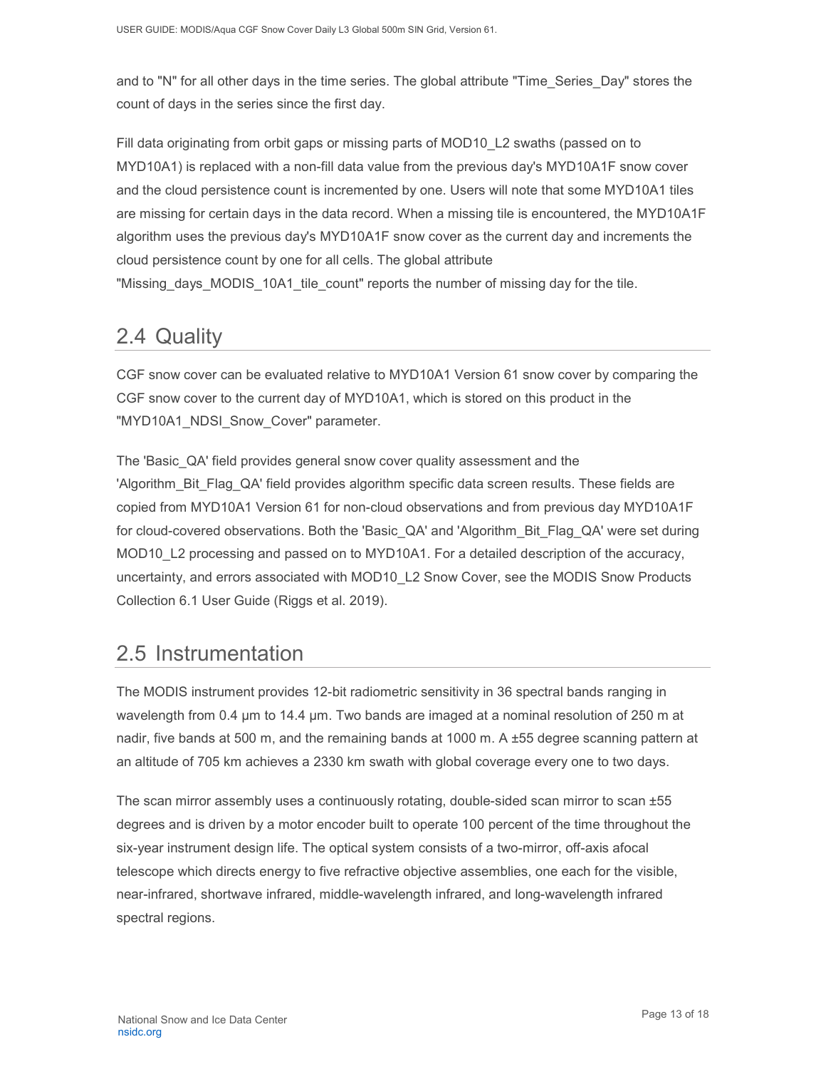and to "N" for all other days in the time series. The global attribute "Time_Series_Day" stores the count of days in the series since the first day.

Fill data originating from orbit gaps or missing parts of MOD10_L2 swaths (passed on to MYD10A1) is replaced with a non-fill data value from the previous day's MYD10A1F snow cover and the cloud persistence count is incremented by one. Users will note that some MYD10A1 tiles are missing for certain days in the data record. When a missing tile is encountered, the MYD10A1F algorithm uses the previous day's MYD10A1F snow cover as the current day and increments the cloud persistence count by one for all cells. The global attribute "Missing_days_MODIS_10A1_tile_count" reports the number of missing day for the tile.

## 2.4 Quality

CGF snow cover can be evaluated relative to MYD10A1 Version 61 snow cover by comparing the CGF snow cover to the current day of MYD10A1, which is stored on this product in the "MYD10A1_NDSI_Snow_Cover" parameter.

The 'Basic_QA' field provides general snow cover quality assessment and the 'Algorithm_Bit_Flag_QA' field provides algorithm specific data screen results. These fields are copied from MYD10A1 Version 61 for non-cloud observations and from previous day MYD10A1F for cloud-covered observations. Both the 'Basic_QA' and 'Algorithm_Bit_Flag_QA' were set during MOD10_L2 processing and passed on to MYD10A1. For a detailed description of the accuracy, uncertainty, and errors associated with MOD10_L2 Snow Cover, see the MODIS Snow Products Collection 6.1 User Guide (Riggs et al. 2019).

## 2.5 Instrumentation

The MODIS instrument provides 12-bit radiometric sensitivity in 36 spectral bands ranging in wavelength from 0.4 µm to 14.4 µm. Two bands are imaged at a nominal resolution of 250 m at nadir, five bands at 500 m, and the remaining bands at 1000 m. A ±55 degree scanning pattern at an altitude of 705 km achieves a 2330 km swath with global coverage every one to two days.

The scan mirror assembly uses a continuously rotating, double-sided scan mirror to scan ±55 degrees and is driven by a motor encoder built to operate 100 percent of the time throughout the six-year instrument design life. The optical system consists of a two-mirror, off-axis afocal telescope which directs energy to five refractive objective assemblies, one each for the visible, near-infrared, shortwave infrared, middle-wavelength infrared, and long-wavelength infrared spectral regions.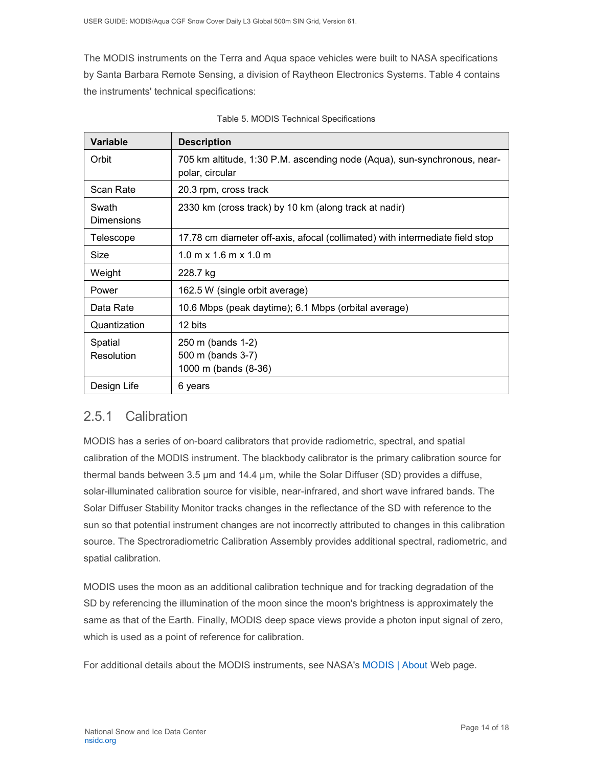The MODIS instruments on the Terra and Aqua space vehicles were built to NASA specifications by Santa Barbara Remote Sensing, a division of Raytheon Electronics Systems. Table 4 contains the instruments' technical specifications:

Table 5. MODIS Technical Specifications

| Variable | Description |
|---|---|
| Orbit | 705 km altitude, 1:30 P.M. ascending node (Aqua), sun-synchronous, near-polar, circular |
| Scan Rate | 20.3 rpm, cross track |
| Swath Dimensions | 2330 km (cross track) by 10 km (along track at nadir) |
| Telescope | 17.78 cm diameter off-axis, afocal (collimated) with intermediate field stop |
| Size | 1.0 m x 1.6 m x 1.0 m |
| Weight | 228.7 kg |
| Power | 162.5 W (single orbit average) |
| Data Rate | 10.6 Mbps (peak daytime); 6.1 Mbps (orbital average) |
| Quantization | 12 bits |
| Spatial Resolution | 250 m (bands 1-2)<br>500 m (bands 3-7)<br>1000 m (bands (8-36) |
| Design Life | 6 years |

### 2.5.1 Calibration

MODIS has a series of on-board calibrators that provide radiometric, spectral, and spatial calibration of the MODIS instrument. The blackbody calibrator is the primary calibration source for thermal bands between 3.5 μm and 14.4 μm, while the Solar Diffuser (SD) provides a diffuse, solar-illuminated calibration source for visible, near-infrared, and short wave infrared bands. The Solar Diffuser Stability Monitor tracks changes in the reflectance of the SD with reference to the sun so that potential instrument changes are not incorrectly attributed to changes in this calibration source. The Spectroradiometric Calibration Assembly provides additional spectral, radiometric, and spatial calibration.

MODIS uses the moon as an additional calibration technique and for tracking degradation of the SD by referencing the illumination of the moon since the moon's brightness is approximately the same as that of the Earth. Finally, MODIS deep space views provide a photon input signal of zero, which is used as a point of reference for calibration.

For additional details about the MODIS instruments, see NASA's MODIS | About Web page.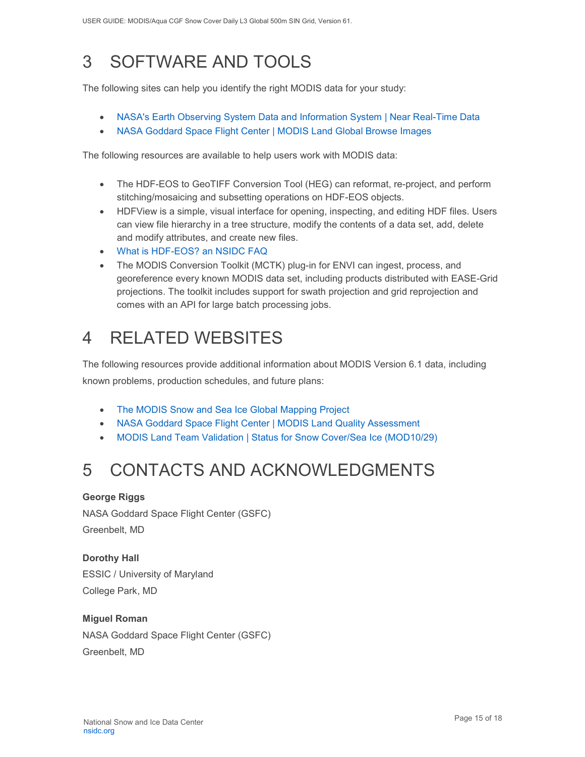# 3 SOFTWARE AND TOOLS

The following sites can help you identify the right MODIS data for your study:

- NASA's Earth Observing System Data and Information System | Near Real-Time Data
- NASA Goddard Space Flight Center | MODIS Land Global Browse Images

The following resources are available to help users work with MODIS data:

- The HDF-EOS to GeoTIFF Conversion Tool (HEG) can reformat, re-project, and perform stitching/mosaicing and subsetting operations on HDF-EOS objects.
- HDFView is a simple, visual interface for opening, inspecting, and editing HDF files. Users can view file hierarchy in a tree structure, modify the contents of a data set, add, delete and modify attributes, and create new files.
- What is HDF-EOS? an NSIDC FAQ
- The MODIS Conversion Toolkit (MCTK) plug-in for ENVI can ingest, process, and georeference every known MODIS data set, including products distributed with EASE-Grid projections. The toolkit includes support for swath projection and grid reprojection and comes with an API for large batch processing jobs.

# 4 RELATED WEBSITES

The following resources provide additional information about MODIS Version 6.1 data, including known problems, production schedules, and future plans:

- The MODIS Snow and Sea Ice Global Mapping Project
- NASA Goddard Space Flight Center | MODIS Land Quality Assessment
- MODIS Land Team Validation | Status for Snow Cover/Sea Ice (MOD10/29)

# 5 CONTACTS AND ACKNOWLEDGMENTS

**George Riggs**
NASA Goddard Space Flight Center (GSFC)
Greenbelt, MD

**Dorothy Hall**
ESSIC / University of Maryland
College Park, MD

**Miguel Roman**
NASA Goddard Space Flight Center (GSFC)
Greenbelt, MD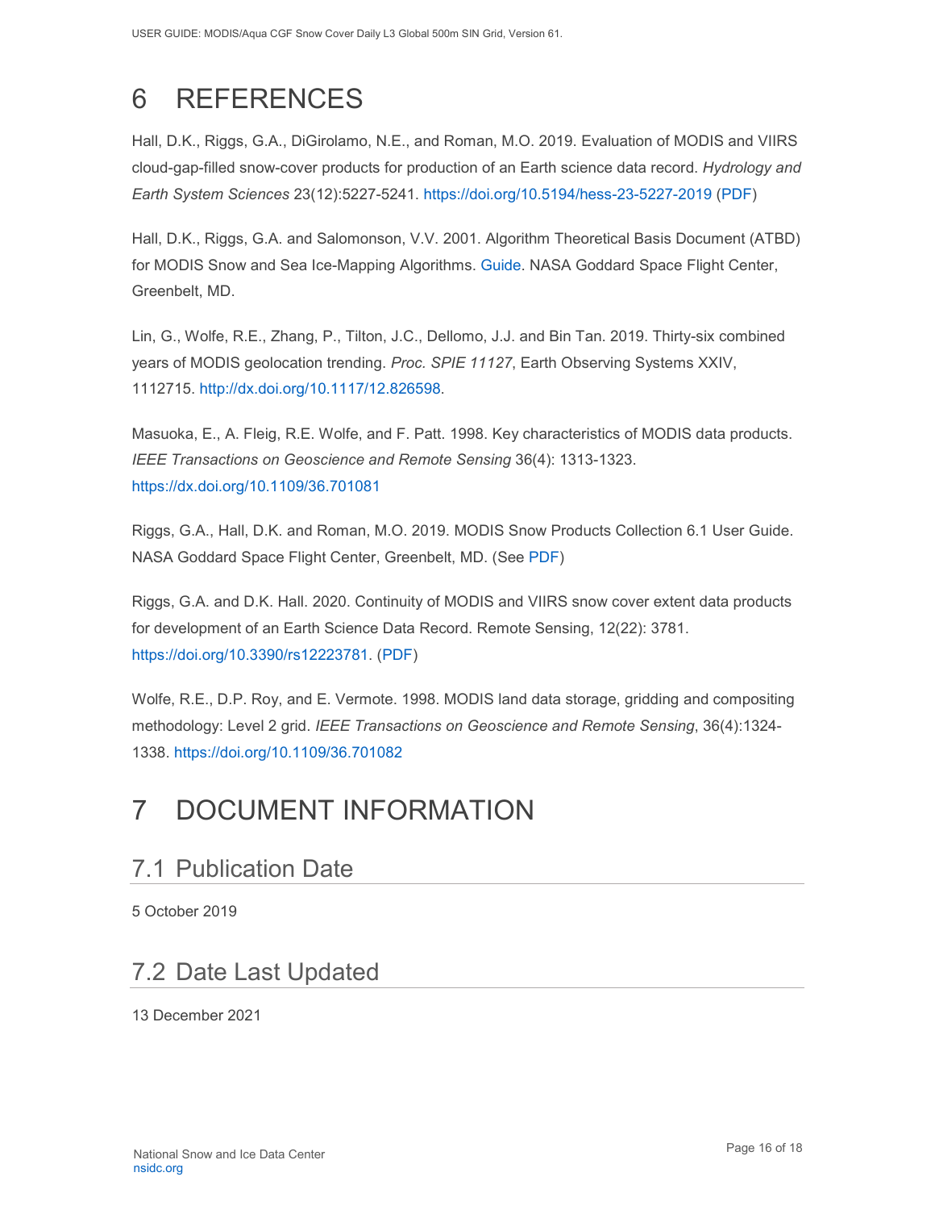# 6 REFERENCES

Hall, D.K., Riggs, G.A., DiGirolamo, N.E., and Roman, M.O. 2019. Evaluation of MODIS and VIIRS cloud-gap-filled snow-cover products for production of an Earth science data record. *Hydrology and Earth System Sciences* 23(12):5227-5241. https://doi.org/10.5194/hess-23-5227-2019 (PDF)

Hall, D.K., Riggs, G.A. and Salomonson, V.V. 2001. Algorithm Theoretical Basis Document (ATBD) for MODIS Snow and Sea Ice-Mapping Algorithms. Guide. NASA Goddard Space Flight Center, Greenbelt, MD.

Lin, G., Wolfe, R.E., Zhang, P., Tilton, J.C., Dellomo, J.J. and Bin Tan. 2019. Thirty-six combined years of MODIS geolocation trending. *Proc. SPIE 11127*, Earth Observing Systems XXIV, 1112715. http://dx.doi.org/10.1117/12.826598.

Masuoka, E., A. Fleig, R.E. Wolfe, and F. Patt. 1998. Key characteristics of MODIS data products. *IEEE Transactions on Geoscience and Remote Sensing* 36(4): 1313-1323. https://dx.doi.org/10.1109/36.701081

Riggs, G.A., Hall, D.K. and Roman, M.O. 2019. MODIS Snow Products Collection 6.1 User Guide. NASA Goddard Space Flight Center, Greenbelt, MD. (See PDF)

Riggs, G.A. and D.K. Hall. 2020. Continuity of MODIS and VIIRS snow cover extent data products for development of an Earth Science Data Record. Remote Sensing, 12(22): 3781. https://doi.org/10.3390/rs12223781. (PDF)

Wolfe, R.E., D.P. Roy, and E. Vermote. 1998. MODIS land data storage, gridding and compositing methodology: Level 2 grid. *IEEE Transactions on Geoscience and Remote Sensing*, 36(4):1324-1338. https://doi.org/10.1109/36.701082

# 7 DOCUMENT INFORMATION

## 7.1 Publication Date

5 October 2019

## 7.2 Date Last Updated

13 December 2021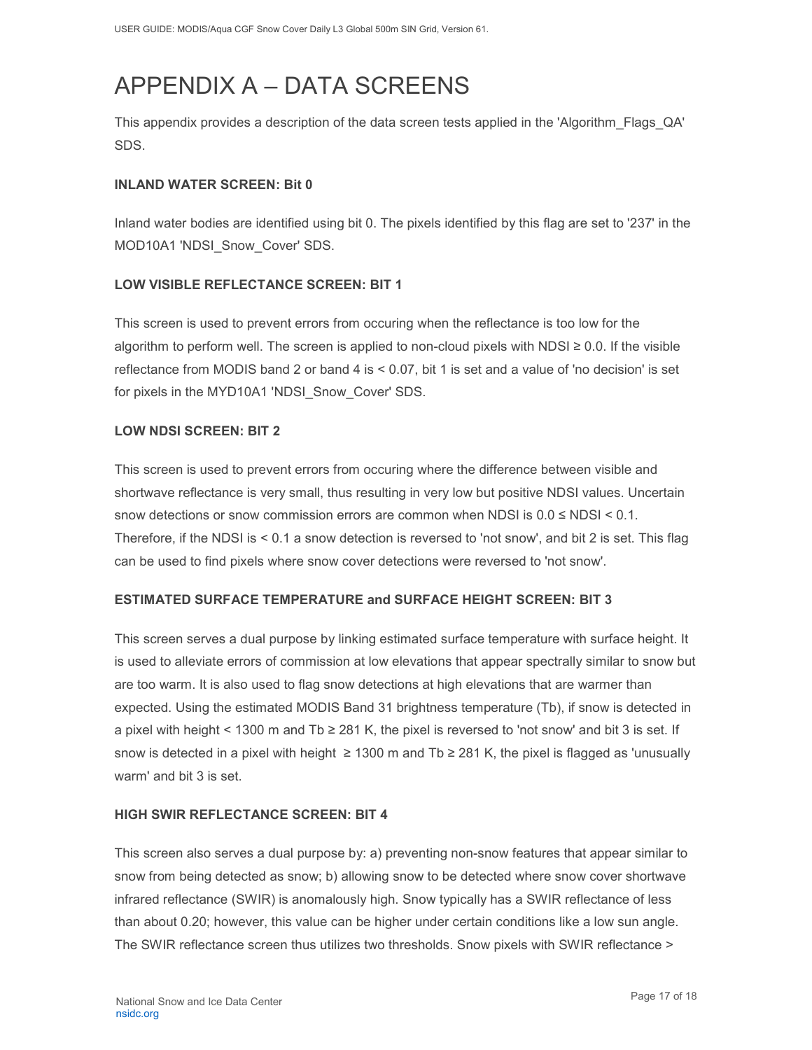# APPENDIX A – DATA SCREENS

This appendix provides a description of the data screen tests applied in the 'Algorithm_Flags_QA' SDS.

**INLAND WATER SCREEN: Bit 0**

Inland water bodies are identified using bit 0. The pixels identified by this flag are set to '237' in the MOD10A1 'NDSI_Snow_Cover' SDS.

**LOW VISIBLE REFLECTANCE SCREEN: BIT 1**

This screen is used to prevent errors from occuring when the reflectance is too low for the algorithm to perform well. The screen is applied to non-cloud pixels with NDSI ≥ 0.0. If the visible reflectance from MODIS band 2 or band 4 is < 0.07, bit 1 is set and a value of 'no decision' is set for pixels in the MYD10A1 'NDSI_Snow_Cover' SDS.

**LOW NDSI SCREEN: BIT 2**

This screen is used to prevent errors from occuring where the difference between visible and shortwave reflectance is very small, thus resulting in very low but positive NDSI values. Uncertain snow detections or snow commission errors are common when NDSI is 0.0 ≤ NDSI < 0.1. Therefore, if the NDSI is < 0.1 a snow detection is reversed to 'not snow', and bit 2 is set. This flag can be used to find pixels where snow cover detections were reversed to 'not snow'.

**ESTIMATED SURFACE TEMPERATURE and SURFACE HEIGHT SCREEN: BIT 3**

This screen serves a dual purpose by linking estimated surface temperature with surface height. It is used to alleviate errors of commission at low elevations that appear spectrally similar to snow but are too warm. It is also used to flag snow detections at high elevations that are warmer than expected. Using the estimated MODIS Band 31 brightness temperature (Tb), if snow is detected in a pixel with height < 1300 m and Tb ≥ 281 K, the pixel is reversed to 'not snow' and bit 3 is set. If snow is detected in a pixel with height ≥ 1300 m and Tb ≥ 281 K, the pixel is flagged as 'unusually warm' and bit 3 is set.

**HIGH SWIR REFLECTANCE SCREEN: BIT 4**

This screen also serves a dual purpose by: a) preventing non-snow features that appear similar to snow from being detected as snow; b) allowing snow to be detected where snow cover shortwave infrared reflectance (SWIR) is anomalously high. Snow typically has a SWIR reflectance of less than about 0.20; however, this value can be higher under certain conditions like a low sun angle. The SWIR reflectance screen thus utilizes two thresholds. Snow pixels with SWIR reflectance >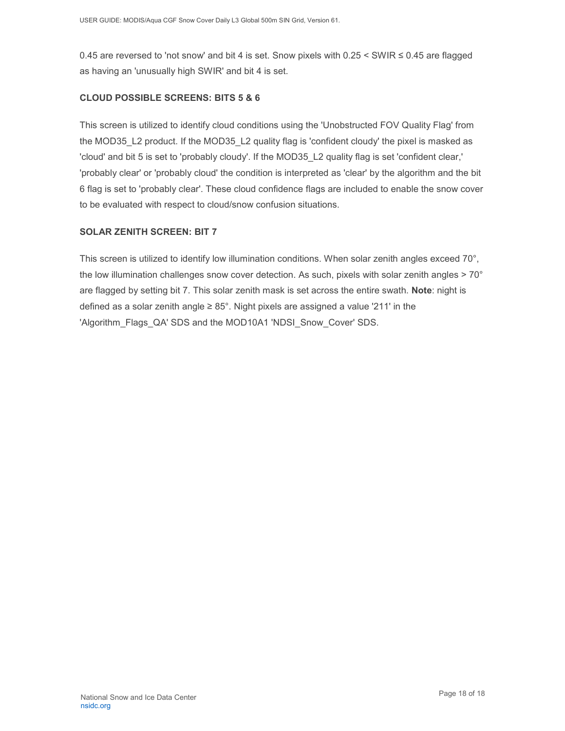0.45 are reversed to 'not snow' and bit 4 is set. Snow pixels with 0.25 < SWIR ≤ 0.45 are flagged as having an 'unusually high SWIR' and bit 4 is set.

### CLOUD POSSIBLE SCREENS: BITS 5 & 6

This screen is utilized to identify cloud conditions using the 'Unobstructed FOV Quality Flag' from the MOD35_L2 product. If the MOD35_L2 quality flag is 'confident cloudy' the pixel is masked as 'cloud' and bit 5 is set to 'probably cloudy'. If the MOD35_L2 quality flag is set 'confident clear,' 'probably clear' or 'probably cloud' the condition is interpreted as 'clear' by the algorithm and the bit 6 flag is set to 'probably clear'. These cloud confidence flags are included to enable the snow cover to be evaluated with respect to cloud/snow confusion situations.

### SOLAR ZENITH SCREEN: BIT 7

This screen is utilized to identify low illumination conditions. When solar zenith angles exceed 70°, the low illumination challenges snow cover detection. As such, pixels with solar zenith angles > 70° are flagged by setting bit 7. This solar zenith mask is set across the entire swath. **Note**: night is defined as a solar zenith angle ≥ 85°. Night pixels are assigned a value '211' in the 'Algorithm_Flags_QA' SDS and the MOD10A1 'NDSI_Snow_Cover' SDS.